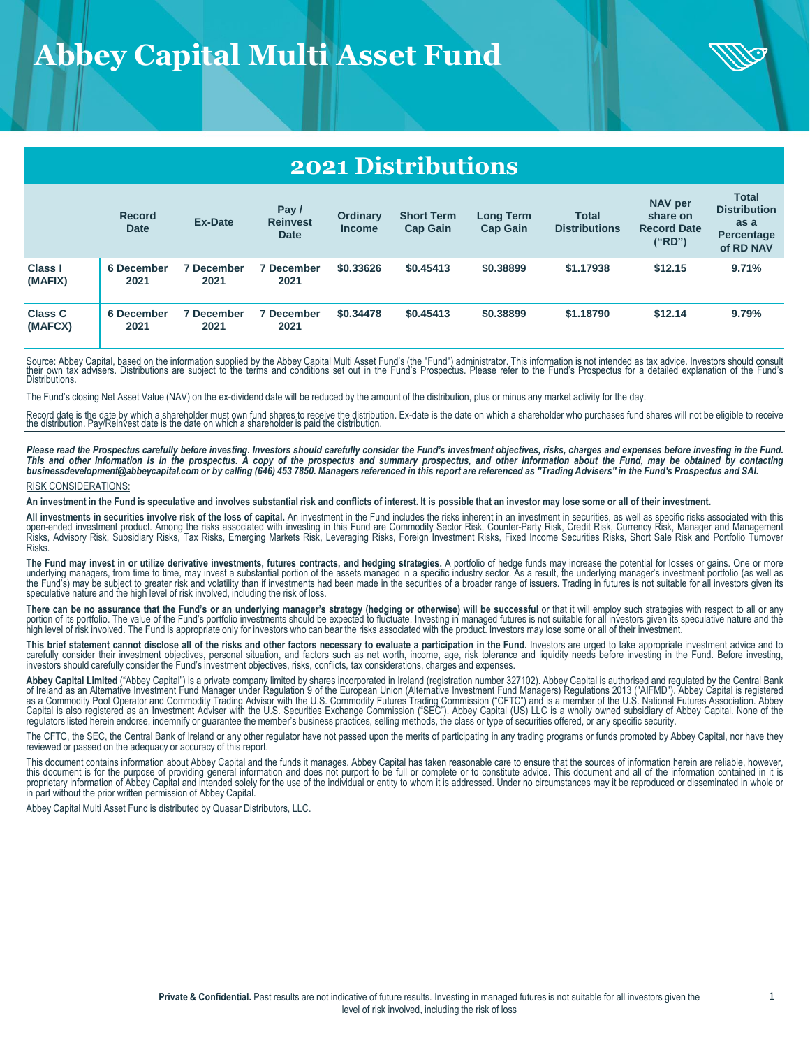# Abbey Capital Multi Asset Fund

## 2021 Distributions

| | Record Date | Ex-Date | Pay / Reinvest Date | Ordinary Income | Short Term Cap Gain | Long Term Cap Gain | Total Distributions | NAV per share on Record Date ("RD") | Total Distribution as a Percentage of RD NAV |
|---|---|---|---|---|---|---|---|---|---|
| Class I (MAFIX) | 6 December 2021 | 7 December 2021 | 7 December 2021 | $0.33626 | $0.45413 | $0.38899 | $1.17938 | $12.15 | 9.71% |
| Class C (MAFCX) | 6 December 2021 | 7 December 2021 | 7 December 2021 | $0.34478 | $0.45413 | $0.38899 | $1.18790 | $12.14 | 9.79% |

Source: Abbey Capital, based on the information supplied by the Abbey Capital Multi Asset Fund's (the "Fund") administrator. This information is not intended as tax advice. Investors should consult their own tax advisers. Distributions are subject to the terms and conditions set out in the Fund's Prospectus. Please refer to the Fund's Prospectus for a detailed explanation of the Fund's Distributions.

The Fund's closing Net Asset Value (NAV) on the ex-dividend date will be reduced by the amount of the distribution, plus or minus any market activity for the day.

Record date is the date by which a shareholder must own fund shares to receive the distribution. Ex-date is the date on which a shareholder who purchases fund shares will not be eligible to receive the distribution. Pay/Reinvest date is the date on which a shareholder is paid the distribution.

***Please read the Prospectus carefully before investing. Investors should carefully consider the Fund's investment objectives, risks, charges and expenses before investing in the Fund. This and other information is in the prospectus. A copy of the prospectus and summary prospectus, and other information about the Fund, may be obtained by contacting businessdevelopment@abbeycapital.com or by calling (646) 453 7850. Managers referenced in this report are referenced as "Trading Advisers" in the Fund's Prospectus and SAI.***

RISK CONSIDERATIONS:

**An investment in the Fund is speculative and involves substantial risk and conflicts of interest. It is possible that an investor may lose some or all of their investment.**

**All investments in securities involve risk of the loss of capital.** An investment in the Fund includes the risks inherent in an investment in securities, as well as specific risks associated with this open-ended investment product. Among the risks associated with investing in this Fund are Commodity Sector Risk, Counter-Party Risk, Credit Risk, Currency Risk, Manager and Management Risks, Advisory Risk, Subsidiary Risks, Tax Risks, Emerging Markets Risk, Leveraging Risks, Foreign Investment Risks, Fixed Income Securities Risks, Short Sale Risk and Portfolio Turnover Risks.

**The Fund may invest in or utilize derivative investments, futures contracts, and hedging strategies.** A portfolio of hedge funds may increase the potential for losses or gains. One or more underlying managers, from time to time, may invest a substantial portion of the assets managed in a specific industry sector. As a result, the underlying manager's investment portfolio (as well as the Fund's) may be subject to greater risk and volatility than if investments had been made in the securities of a broader range of issuers. Trading in futures is not suitable for all investors given its speculative nature and the high level of risk involved, including the risk of loss.

**There can be no assurance that the Fund's or an underlying manager's strategy (hedging or otherwise) will be successful** or that it will employ such strategies with respect to all or any portion of its portfolio. The value of the Fund's portfolio investments should be expected to fluctuate. Investing in managed futures is not suitable for all investors given its speculative nature and the high level of risk involved. The Fund is appropriate only for investors who can bear the risks associated with the product. Investors may lose some or all of their investment.

**This brief statement cannot disclose all of the risks and other factors necessary to evaluate a participation in the Fund.** Investors are urged to take appropriate investment advice and to carefully consider their investment objectives, personal situation, and factors such as net worth, income, age, risk tolerance and liquidity needs before investing in the Fund. Before investing, investors should carefully consider the Fund's investment objectives, risks, conflicts, tax considerations, charges and expenses.

**Abbey Capital Limited** ("Abbey Capital") is a private company limited by shares incorporated in Ireland (registration number 327102). Abbey Capital is authorised and regulated by the Central Bank of Ireland as an Alternative Investment Fund Manager under Regulation 9 of the European Union (Alternative Investment Fund Managers) Regulations 2013 ("AIFMD"). Abbey Capital is registered as a Commodity Pool Operator and Commodity Trading Advisor with the U.S. Commodity Futures Trading Commission ("CFTC") and is a member of the U.S. National Futures Association. Abbey Capital is also registered as an Investment Adviser with the U.S. Securities Exchange Commission ("SEC"). Abbey Capital (US) LLC is a wholly owned subsidiary of Abbey Capital. None of the regulators listed herein endorse, indemnify or guarantee the member's business practices, selling methods, the class or type of securities offered, or any specific security.

The CFTC, the SEC, the Central Bank of Ireland or any other regulator have not passed upon the merits of participating in any trading programs or funds promoted by Abbey Capital, nor have they reviewed or passed on the adequacy or accuracy of this report.

This document contains information about Abbey Capital and the funds it manages. Abbey Capital has taken reasonable care to ensure that the sources of information herein are reliable, however, this document is for the purpose of providing general information and does not purport to be full or complete or to constitute advice. This document and all of the information contained in it is proprietary information of Abbey Capital and intended solely for the use of the individual or entity to whom it is addressed. Under no circumstances may it be reproduced or disseminated in whole or in part without the prior written permission of Abbey Capital.

Abbey Capital Multi Asset Fund is distributed by Quasar Distributors, LLC.

**Private & Confidential.** Past results are not indicative of future results. Investing in managed futures is not suitable for all investors given the level of risk involved, including the risk of loss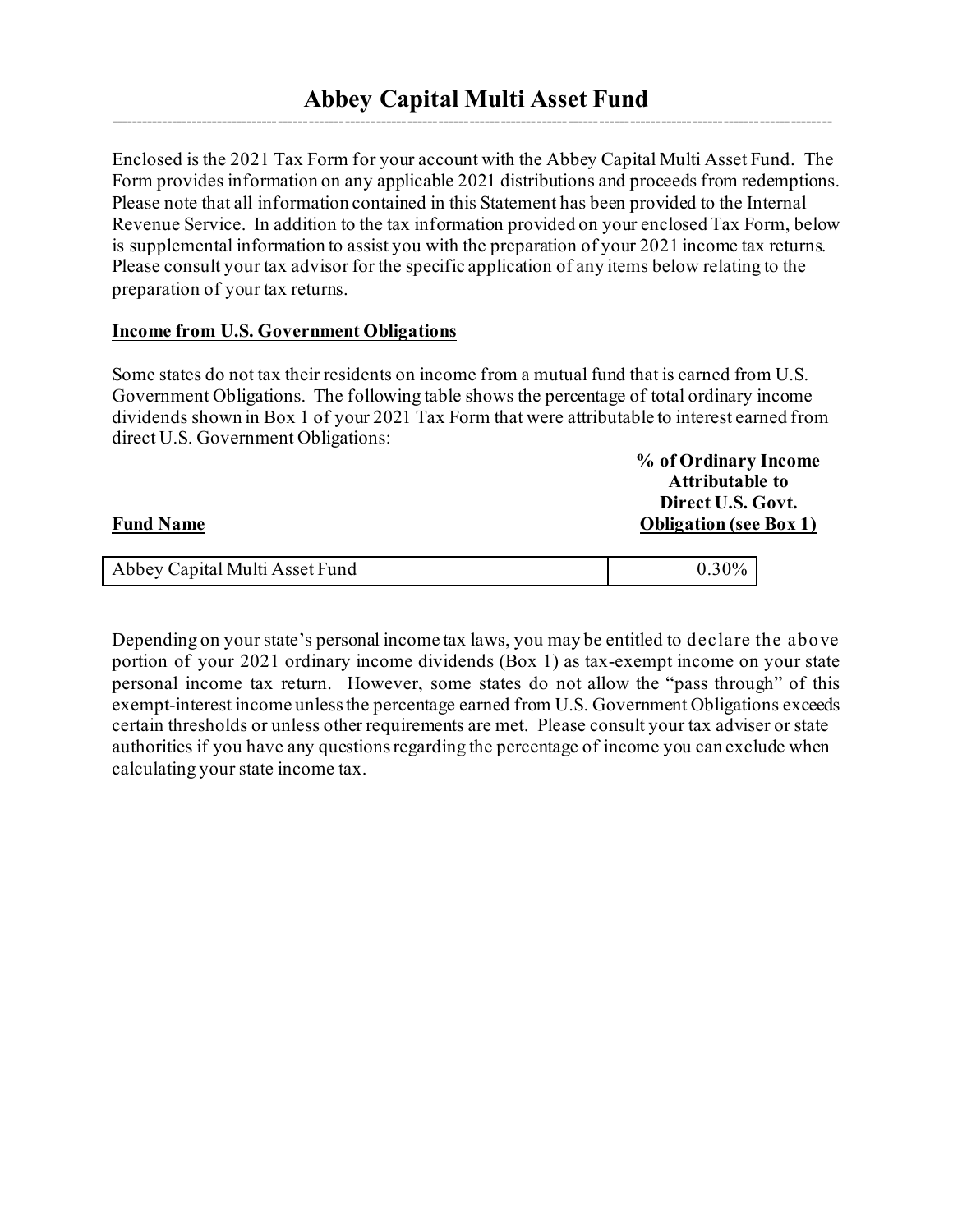# Abbey Capital Multi Asset Fund

Enclosed is the 2021 Tax Form for your account with the Abbey Capital Multi Asset Fund. The Form provides information on any applicable 2021 distributions and proceeds from redemptions. Please note that all information contained in this Statement has been provided to the Internal Revenue Service. In addition to the tax information provided on your enclosed Tax Form, below is supplemental information to assist you with the preparation of your 2021 income tax returns. Please consult your tax advisor for the specific application of any items below relating to the preparation of your tax returns.

**Income from U.S. Government Obligations**

Some states do not tax their residents on income from a mutual fund that is earned from U.S. Government Obligations. The following table shows the percentage of total ordinary income dividends shown in Box 1 of your 2021 Tax Form that were attributable to interest earned from direct U.S. Government Obligations:

| Fund Name | % of Ordinary Income Attributable to Direct U.S. Govt. Obligation (see Box 1) |
| --- | --- |
| Abbey Capital Multi Asset Fund | 0.30% |

Depending on your state's personal income tax laws, you may be entitled to declare the above portion of your 2021 ordinary income dividends (Box 1) as tax-exempt income on your state personal income tax return. However, some states do not allow the "pass through" of this exempt-interest income unless the percentage earned from U.S. Government Obligations exceeds certain thresholds or unless other requirements are met. Please consult your tax adviser or state authorities if you have any questions regarding the percentage of income you can exclude when calculating your state income tax.